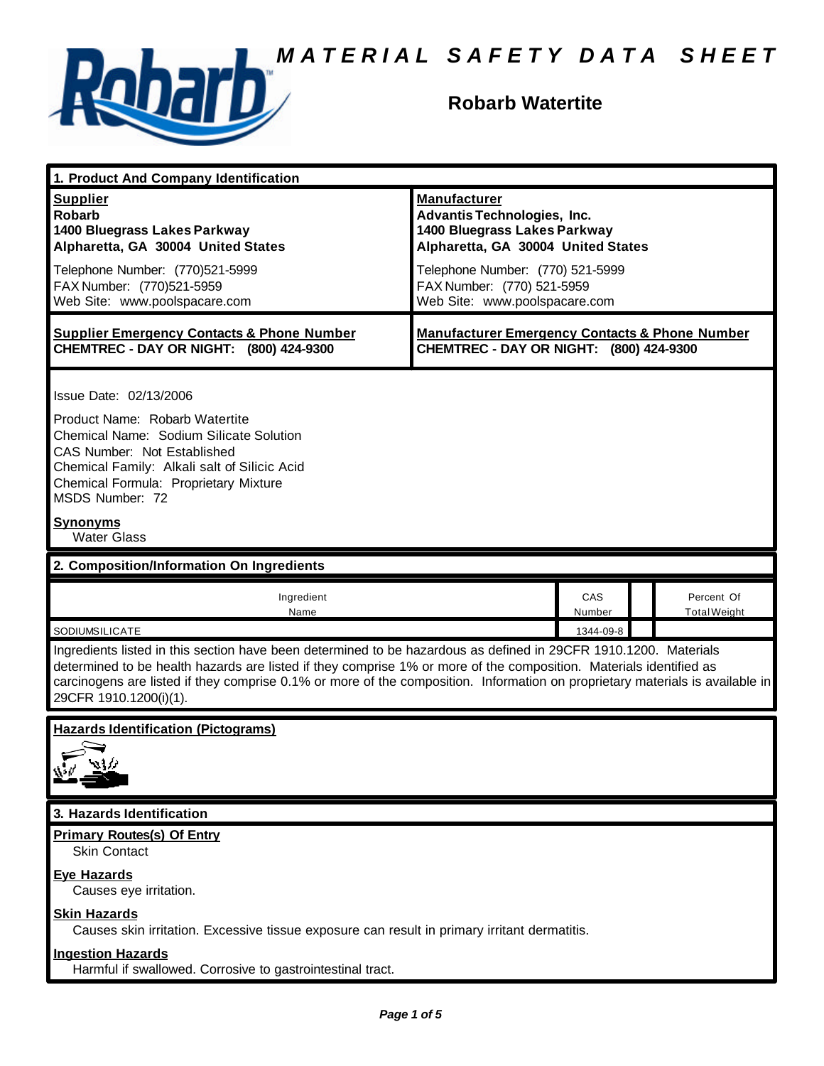# MATERIAL SAFETY DATA SHEET

## Robarb Watertite

### 1. Product And Company Identification

| **Supplier** | **Manufacturer** |
|---|---|
| **Robarb**<br>**1400 Bluegrass Lakes Parkway**<br>**Alpharetta, GA 30004 United States** | **Advantis Technologies, Inc.**<br>**1400 Bluegrass Lakes Parkway**<br>**Alpharetta, GA 30004 United States** |
| Telephone Number: (770)521-5999<br>FAX Number: (770)521-5959<br>Web Site: www.poolspacare.com | Telephone Number: (770) 521-5999<br>FAX Number: (770) 521-5959<br>Web Site: www.poolspacare.com |
| **Supplier Emergency Contacts & Phone Number**<br>**CHEMTREC - DAY OR NIGHT: (800) 424-9300** | **Manufacturer Emergency Contacts & Phone Number**<br>**CHEMTREC - DAY OR NIGHT: (800) 424-9300** |

Issue Date: 02/13/2006

Product Name: Robarb Watertite
Chemical Name: Sodium Silicate Solution
CAS Number: Not Established
Chemical Family: Alkali salt of Silicic Acid
Chemical Formula: Proprietary Mixture
MSDS Number: 72

**Synonyms**
Water Glass

### 2. Composition/Information On Ingredients

| Ingredient Name | CAS Number | | Percent Of Total Weight |
|---|---|---|---|
| SODIUMSILICATE | 1344-09-8 | | |

Ingredients listed in this section have been determined to be hazardous as defined in 29CFR 1910.1200. Materials determined to be health hazards are listed if they comprise 1% or more of the composition. Materials identified as carcinogens are listed if they comprise 0.1% or more of the composition. Information on proprietary materials is available in 29CFR 1910.1200(i)(1).

**Hazards Identification (Pictograms)**

### 3. Hazards Identification

**Primary Routes(s) Of Entry**
Skin Contact

**Eye Hazards**
Causes eye irritation.

**Skin Hazards**
Causes skin irritation. Excessive tissue exposure can result in primary irritant dermatitis.

**Ingestion Hazards**
Harmful if swallowed. Corrosive to gastrointestinal tract.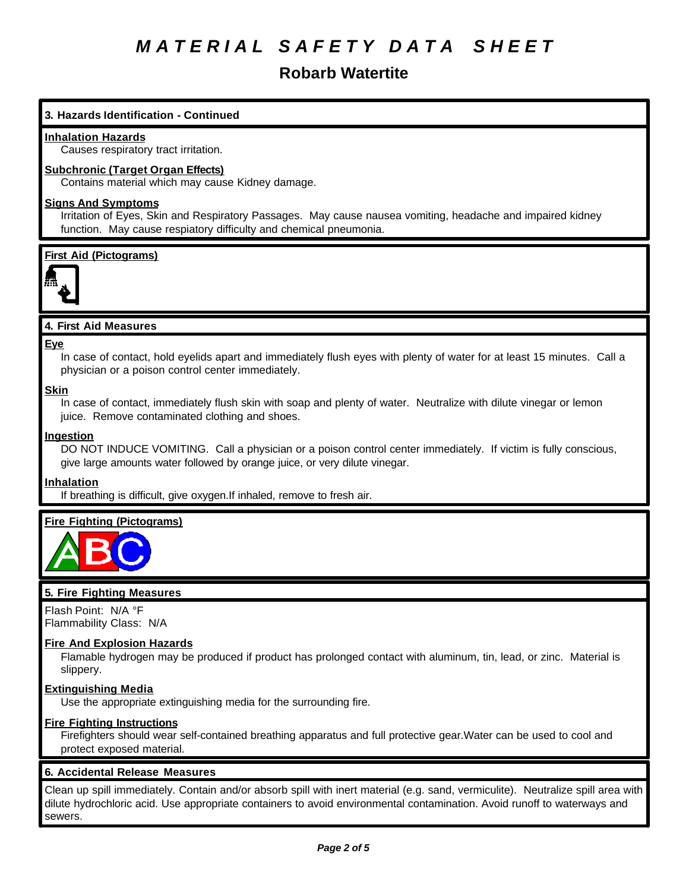# MATERIAL SAFETY DATA SHEET

## Robarb Watertite

### 3. Hazards Identification - Continued

**Inhalation Hazards**

Causes respiratory tract irritation.

**Subchronic (Target Organ Effects)**

Contains material which may cause Kidney damage.

**Signs And Symptoms**

Irritation of Eyes, Skin and Respiratory Passages. May cause nausea vomiting, headache and impaired kidney function. May cause respiatory difficulty and chemical pneumonia.

**First Aid (Pictograms)**

### 4. First Aid Measures

**Eye**

In case of contact, hold eyelids apart and immediately flush eyes with plenty of water for at least 15 minutes. Call a physician or a poison control center immediately.

**Skin**

In case of contact, immediately flush skin with soap and plenty of water. Neutralize with dilute vinegar or lemon juice. Remove contaminated clothing and shoes.

**Ingestion**

DO NOT INDUCE VOMITING. Call a physician or a poison control center immediately. If victim is fully conscious, give large amounts water followed by orange juice, or very dilute vinegar.

**Inhalation**

If breathing is difficult, give oxygen.If inhaled, remove to fresh air.

**Fire Fighting (Pictograms)**

### 5. Fire Fighting Measures

Flash Point: N/A °F
Flammability Class: N/A

**Fire And Explosion Hazards**

Flamable hydrogen may be produced if product has prolonged contact with aluminum, tin, lead, or zinc. Material is slippery.

**Extinguishing Media**

Use the appropriate extinguishing media for the surrounding fire.

**Fire Fighting Instructions**

Firefighters should wear self-contained breathing apparatus and full protective gear.Water can be used to cool and protect exposed material.

### 6. Accidental Release Measures

Clean up spill immediately. Contain and/or absorb spill with inert material (e.g. sand, vermiculite). Neutralize spill area with dilute hydrochloric acid. Use appropriate containers to avoid environmental contamination. Avoid runoff to waterways and sewers.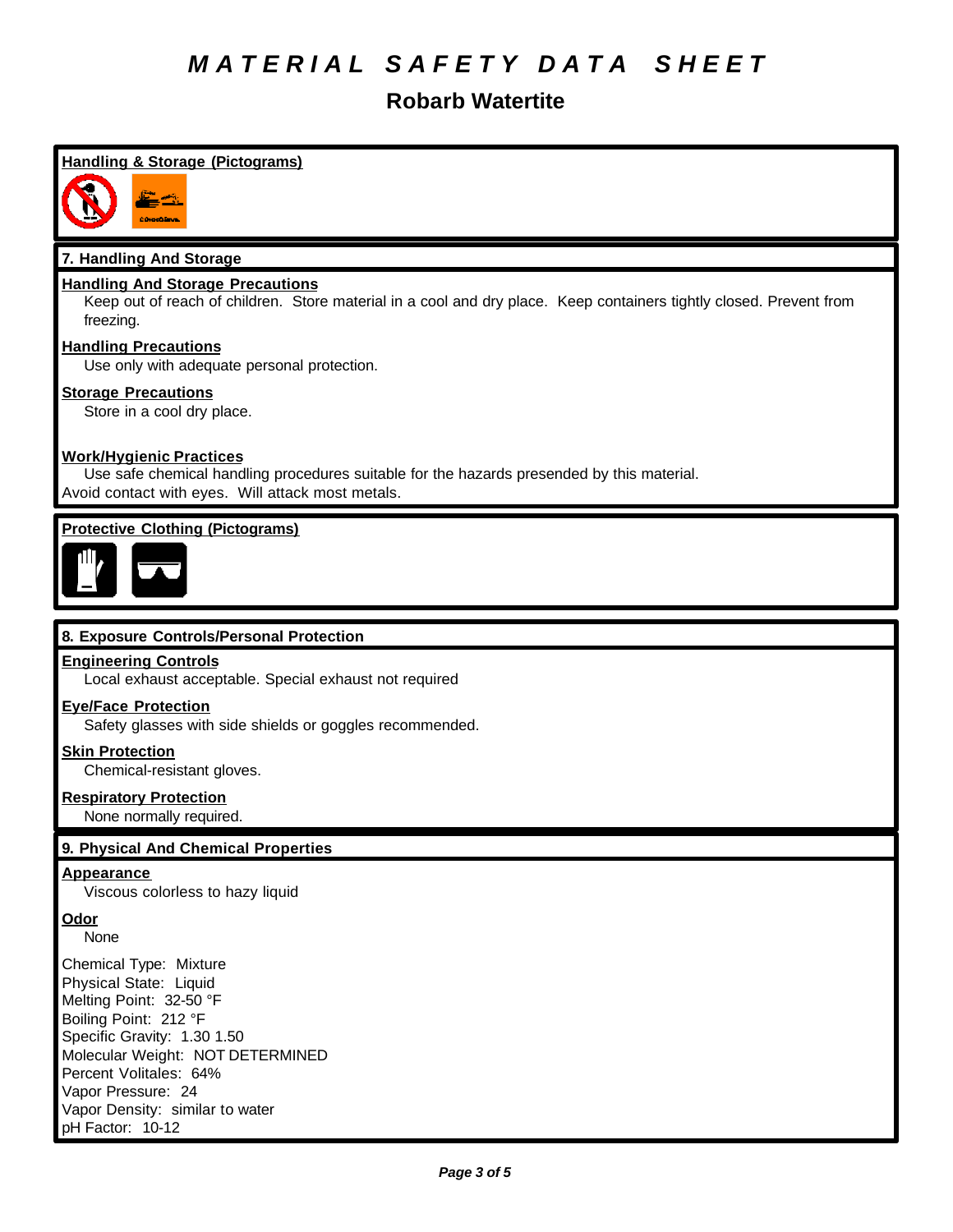# MATERIAL SAFETY DATA SHEET

## Robarb Watertite

**Handling & Storage (Pictograms)**

## 7. Handling And Storage

**Handling And Storage Precautions**

Keep out of reach of children. Store material in a cool and dry place. Keep containers tightly closed. Prevent from freezing.

**Handling Precautions**

Use only with adequate personal protection.

**Storage Precautions**

Store in a cool dry place.

**Work/Hygienic Practices**

Use safe chemical handling procedures suitable for the hazards presended by this material.
Avoid contact with eyes. Will attack most metals.

**Protective Clothing (Pictograms)**

## 8. Exposure Controls/Personal Protection

**Engineering Controls**

Local exhaust acceptable. Special exhaust not required

**Eye/Face Protection**

Safety glasses with side shields or goggles recommended.

**Skin Protection**

Chemical-resistant gloves.

**Respiratory Protection**

None normally required.

## 9. Physical And Chemical Properties

**Appearance**

Viscous colorless to hazy liquid

**Odor**

None

Chemical Type: Mixture
Physical State: Liquid
Melting Point: 32-50 °F
Boiling Point: 212 °F
Specific Gravity: 1.30 1.50
Molecular Weight: NOT DETERMINED
Percent Volitales: 64%
Vapor Pressure: 24
Vapor Density: similar to water
pH Factor: 10-12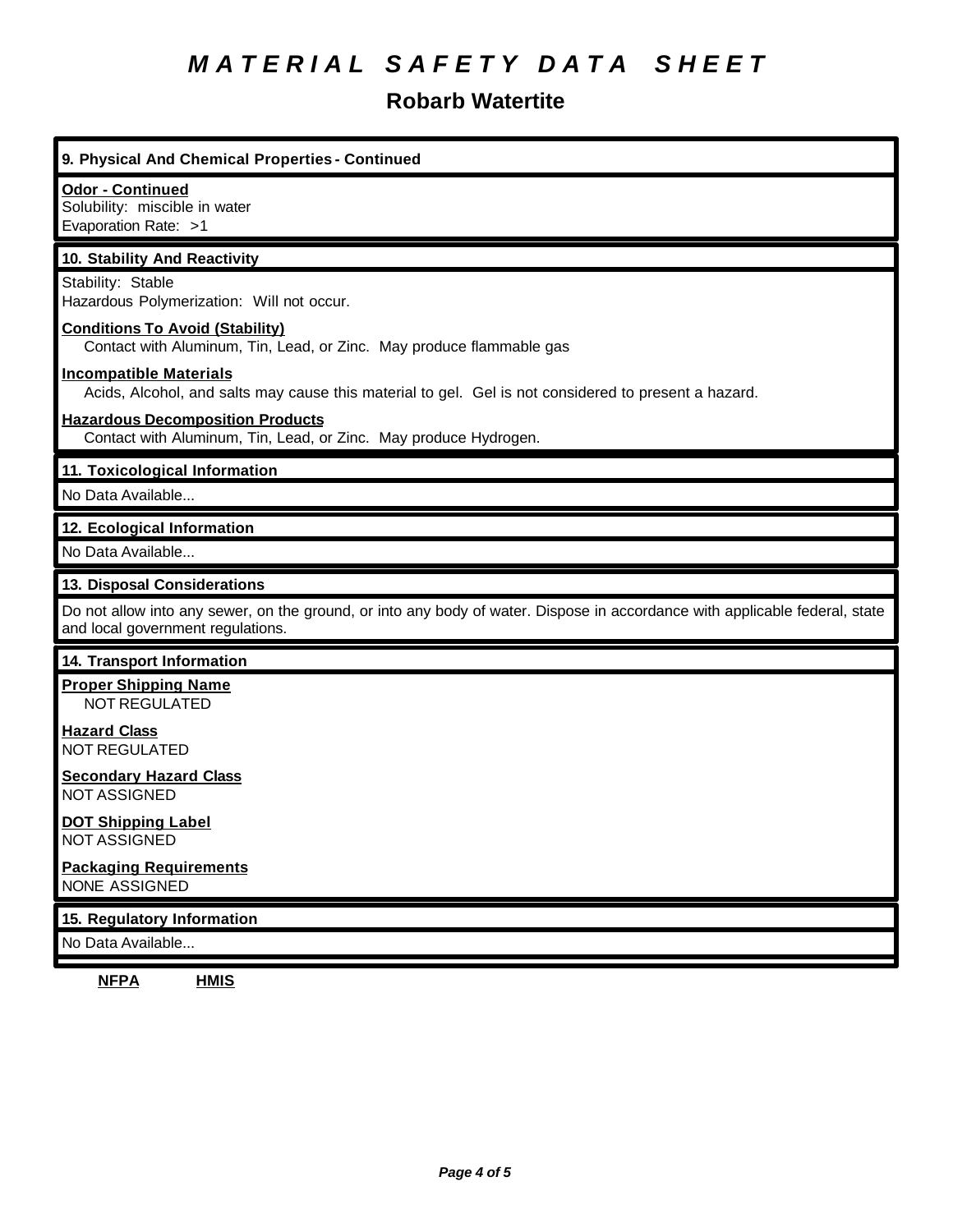# MATERIAL SAFETY DATA SHEET

## Robarb Watertite

### 9. Physical And Chemical Properties - Continued

**Odor - Continued**

Solubility: miscible in water

Evaporation Rate: >1

### 10. Stability And Reactivity

Stability: Stable

Hazardous Polymerization: Will not occur.

**Conditions To Avoid (Stability)**

Contact with Aluminum, Tin, Lead, or Zinc. May produce flammable gas

**Incompatible Materials**

Acids, Alcohol, and salts may cause this material to gel. Gel is not considered to present a hazard.

**Hazardous Decomposition Products**

Contact with Aluminum, Tin, Lead, or Zinc. May produce Hydrogen.

### 11. Toxicological Information

No Data Available...

### 12. Ecological Information

No Data Available...

### 13. Disposal Considerations

Do not allow into any sewer, on the ground, or into any body of water. Dispose in accordance with applicable federal, state and local government regulations.

### 14. Transport Information

**Proper Shipping Name**

NOT REGULATED

**Hazard Class**

NOT REGULATED

**Secondary Hazard Class**

NOT ASSIGNED

**DOT Shipping Label**

NOT ASSIGNED

**Packaging Requirements**

NONE ASSIGNED

### 15. Regulatory Information

No Data Available...

**NFPA** **HMIS**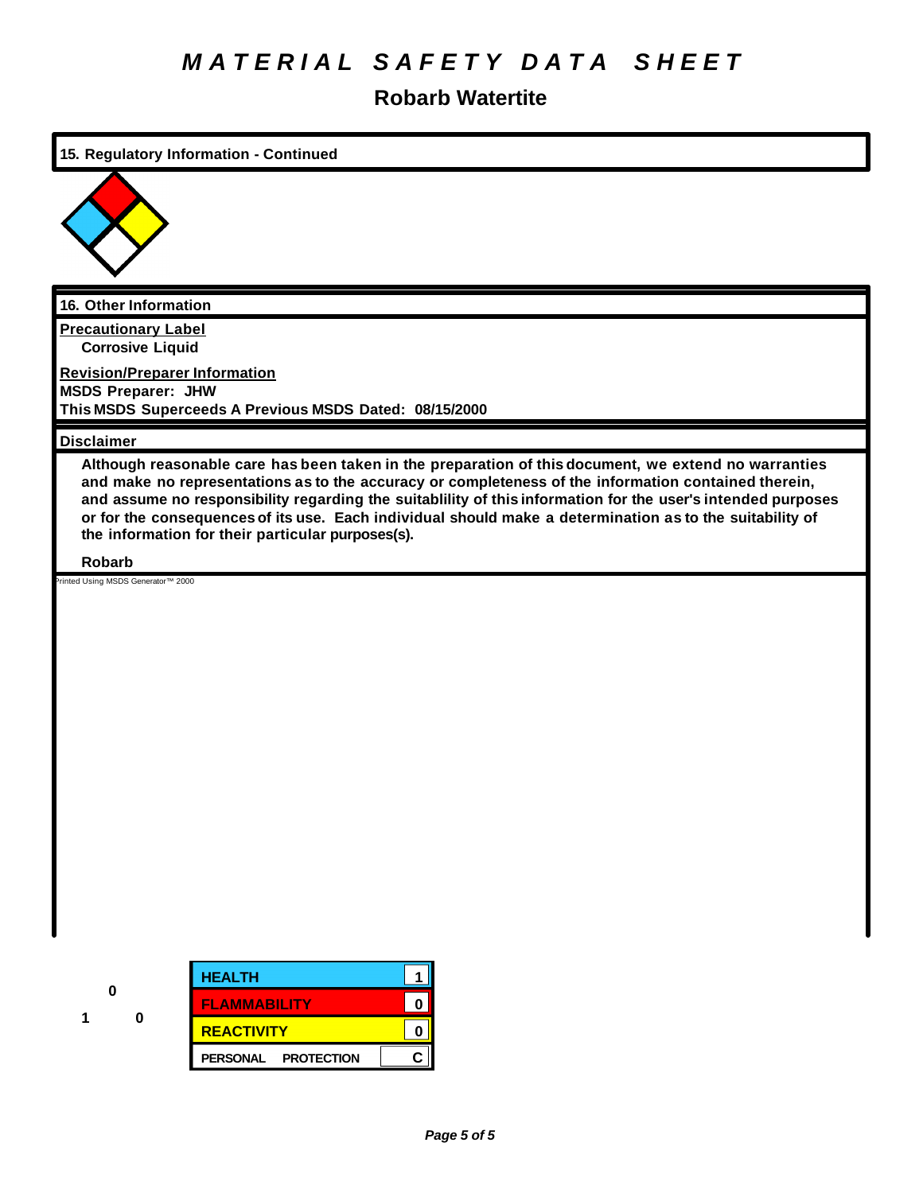# MATERIAL SAFETY DATA SHEET

## Robarb Watertite

### 15. Regulatory Information - Continued

### 16. Other Information

**Precautionary Label**

**Corrosive Liquid**

**Revision/Preparer Information**

**MSDS Preparer: JHW**

**This MSDS Superceeds A Previous MSDS Dated: 08/15/2000**

**Disclaimer**

**Although reasonable care has been taken in the preparation of this document, we extend no warranties and make no representations as to the accuracy or completeness of the information contained therein, and assume no responsibility regarding the suitablility of this information for the user's intended purposes or for the consequences of its use. Each individual should make a determination as to the suitability of the information for their particular purposes(s).**

**Robarb**

Printed Using MSDS Generator™ 2000

0

1 0

| | |
|---|---|
| HEALTH | 1 |
| FLAMMABILITY | 0 |
| REACTIVITY | 0 |
| PERSONAL PROTECTION | C |